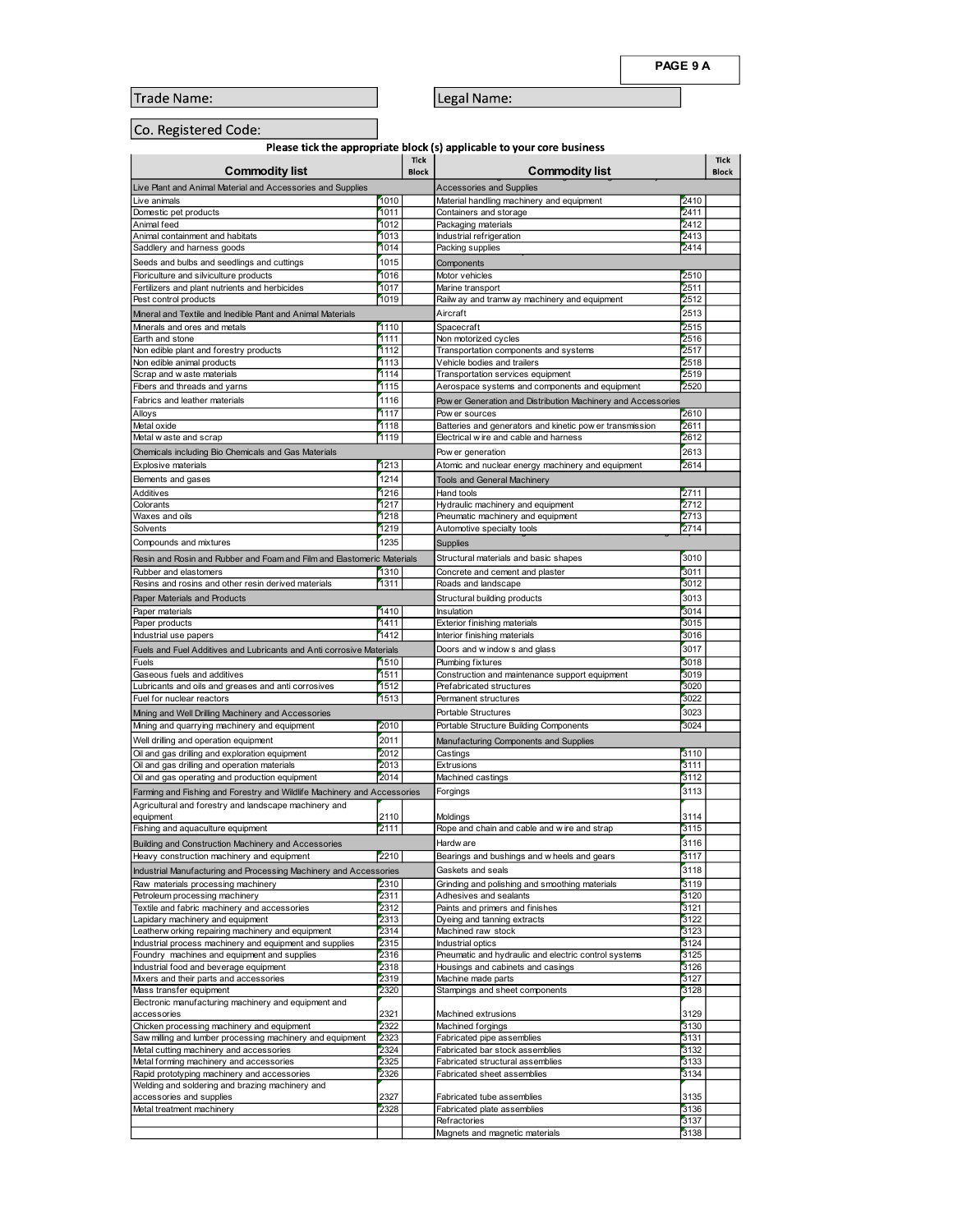**PAGE 9 A**

Trade Name:

Legal Name:

Co. Registered Code:

**Please tick the appropriate block (s) applicable to your core business**

| Commodity list | | Tick Block | Commodity list | | Tick Block |
|---|---|---|---|---|---|
| Live Plant and Animal Material and Accessories and Supplies | | | Accessories and Supplies | | |
| Live animals | 1010 | | Material handling machinery and equipment | 2410 | |
| Domestic pet products | 1011 | | Containers and storage | 2411 | |
| Animal feed | 1012 | | Packaging materials | 2412 | |
| Animal containment and habitats | 1013 | | Industrial refrigeration | 2413 | |
| Saddlery and harness goods | 1014 | | Packing supplies | 2414 | |
| Seeds and bulbs and seedlings and cuttings | 1015 | | Components | | |
| Floriculture and silviculture products | 1016 | | Motor vehicles | 2510 | |
| Fertilizers and plant nutrients and herbicides | 1017 | | Marine transport | 2511 | |
| Pest control products | 1019 | | Railway and tramway machinery and equipment | 2512 | |
| Mineral and Textile and Inedible Plant and Animal Materials | | | Aircraft | 2513 | |
| Minerals and ores and metals | 1110 | | Spacecraft | 2515 | |
| Earth and stone | 1111 | | Non motorized cycles | 2516 | |
| Non edible plant and forestry products | 1112 | | Transportation components and systems | 2517 | |
| Non edible animal products | 1113 | | Vehicle bodies and trailers | 2518 | |
| Scrap and waste materials | 1114 | | Transportation services equipment | 2519 | |
| Fibers and threads and yarns | 1115 | | Aerospace systems and components and equipment | 2520 | |
| Fabrics and leather materials | 1116 | | Power Generation and Distribution Machinery and Accessories | | |
| Alloys | 1117 | | Power sources | 2610 | |
| Metal oxide | 1118 | | Batteries and generators and kinetic power transmission | 2611 | |
| Metal waste and scrap | 1119 | | Electrical wire and cable and harness | 2612 | |
| Chemicals including Bio Chemicals and Gas Materials | | | Power generation | 2613 | |
| Explosive materials | 1213 | | Atomic and nuclear energy machinery and equipment | 2614 | |
| Elements and gases | 1214 | | Tools and General Machinery | | |
| Additives | 1216 | | Hand tools | 2711 | |
| Colorants | 1217 | | Hydraulic machinery and equipment | 2712 | |
| Waxes and oils | 1218 | | Pneumatic machinery and equipment | 2713 | |
| Solvents | 1219 | | Automotive specialty tools | 2714 | |
| Compounds and mixtures | 1235 | | Supplies | | |
| Resin and Rosin and Rubber and Foam and Film and Elastomeric Materials | | | Structural materials and basic shapes | 3010 | |
| Rubber and elastomers | 1310 | | Concrete and cement and plaster | 3011 | |
| Resins and rosins and other resin derived materials | 1311 | | Roads and landscape | 3012 | |
| Paper Materials and Products | | | Structural building products | 3013 | |
| Paper materials | 1410 | | Insulation | 3014 | |
| Paper products | 1411 | | Exterior finishing materials | 3015 | |
| Industrial use papers | 1412 | | Interior finishing materials | 3016 | |
| Fuels and Fuel Additives and Lubricants and Anti corrosive Materials | | | Doors and windows and glass | 3017 | |
| Fuels | 1510 | | Plumbing fixtures | 3018 | |
| Gaseous fuels and additives | 1511 | | Construction and maintenance support equipment | 3019 | |
| Lubricants and oils and greases and anti corrosives | 1512 | | Prefabricated structures | 3020 | |
| Fuel for nuclear reactors | 1513 | | Permanent structures | 3022 | |
| Mining and Well Drilling Machinery and Accessories | | | Portable Structures | 3023 | |
| Mining and quarrying machinery and equipment | 2010 | | Portable Structure Building Components | 3024 | |
| Well drilling and operation equipment | 2011 | | Manufacturing Components and Supplies | | |
| Oil and gas drilling and exploration equipment | 2012 | | Castings | 3110 | |
| Oil and gas drilling and operation materials | 2013 | | Extrusions | 3111 | |
| Oil and gas operating and production equipment | 2014 | | Machined castings | 3112 | |
| Farming and Fishing and Forestry and Wildlife Machinery and Accessories | | | Forgings | 3113 | |
| Agricultural and forestry and landscape machinery and equipment | 2110 | | Moldings | 3114 | |
| Fishing and aquaculture equipment | 2111 | | Rope and chain and cable and wire and strap | 3115 | |
| Building and Construction Machinery and Accessories | | | Hardware | 3116 | |
| Heavy construction machinery and equipment | 2210 | | Bearings and bushings and wheels and gears | 3117 | |
| Industrial Manufacturing and Processing Machinery and Accessories | | | Gaskets and seals | 3118 | |
| Raw materials processing machinery | 2310 | | Grinding and polishing and smoothing materials | 3119 | |
| Petroleum processing machinery | 2311 | | Adhesives and sealants | 3120 | |
| Textile and fabric machinery and accessories | 2312 | | Paints and primers and finishes | 3121 | |
| Lapidary machinery and equipment | 2313 | | Dyeing and tanning extracts | 3122 | |
| Leatherworking repairing machinery and equipment | 2314 | | Machined raw stock | 3123 | |
| Industrial process machinery and equipment and supplies | 2315 | | Industrial optics | 3124 | |
| Foundry machines and equipment and supplies | 2316 | | Pneumatic and hydraulic and electric control systems | 3125 | |
| Industrial food and beverage equipment | 2318 | | Housings and cabinets and casings | 3126 | |
| Mixers and their parts and accessories | 2319 | | Machine made parts | 3127 | |
| Mass transfer equipment | 2320 | | Stampings and sheet components | 3128 | |
| Electronic manufacturing machinery and equipment and accessories | 2321 | | Machined extrusions | 3129 | |
| Chicken processing machinery and equipment | 2322 | | Machined forgings | 3130 | |
| Saw milling and lumber processing machinery and equipment | 2323 | | Fabricated pipe assemblies | 3131 | |
| Metal cutting machinery and accessories | 2324 | | Fabricated bar stock assemblies | 3132 | |
| Metal forming machinery and accessories | 2325 | | Fabricated structural assemblies | 3133 | |
| Rapid prototyping machinery and accessories | 2326 | | Fabricated sheet assemblies | 3134 | |
| Welding and soldering and brazing machinery and accessories and supplies | 2327 | | Fabricated tube assemblies | 3135 | |
| Metal treatment machinery | 2328 | | Fabricated plate assemblies | 3136 | |
| | | | Refractories | 3137 | |
| | | | Magnets and magnetic materials | 3138 | |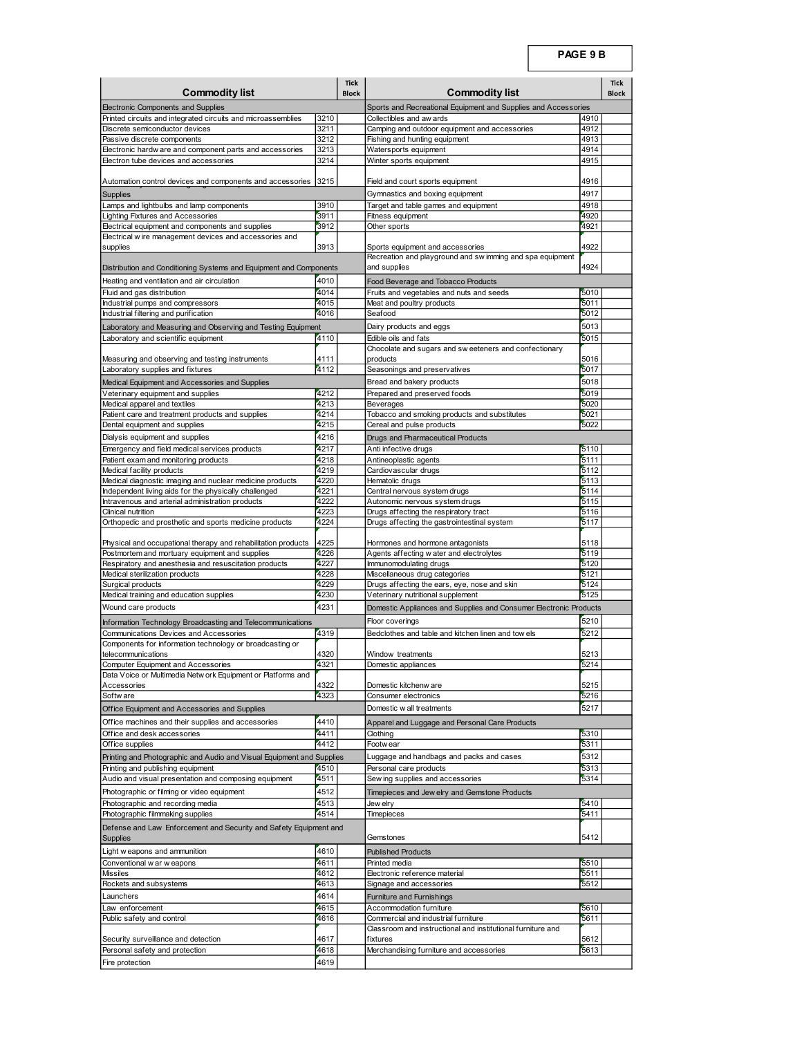**PAGE 9 B**

| Commodity list | | Tick Block | Commodity list | | Tick Block |
|---|---|---|---|---|---|
| Electronic Components and Supplies | | | Sports and Recreational Equipment and Supplies and Accessories | | |
| Printed circuits and integrated circuits and microassemblies | 3210 | | Collectibles and awards | 4910 | |
| Discrete semiconductor devices | 3211 | | Camping and outdoor equipment and accessories | 4912 | |
| Passive discrete components | 3212 | | Fishing and hunting equipment | 4913 | |
| Electronic hardware and component parts and accessories | 3213 | | Watersports equipment | 4914 | |
| Electron tube devices and accessories | 3214 | | Winter sports equipment | 4915 | |
| Automation control devices and components and accessories | 3215 | | Field and court sports equipment | 4916 | |
| Supplies | | | Gymnastics and boxing equipment | 4917 | |
| Lamps and lightbulbs and lamp components | 3910 | | Target and table games and equipment | 4918 | |
| Lighting Fixtures and Accessories | 3911 | | Fitness equipment | 4920 | |
| Electrical equipment and components and supplies | 3912 | | Other sports | 4921 | |
| Electrical wire management devices and accessories and supplies | 3913 | | Sports equipment and accessories | 4922 | |
| Distribution and Conditioning Systems and Equipment and Components | | | Recreation and playground and swimming and spa equipment and supplies | 4924 | |
| Heating and ventilation and air circulation | 4010 | | Food Beverage and Tobacco Products | | |
| Fluid and gas distribution | 4014 | | Fruits and vegetables and nuts and seeds | 5010 | |
| Industrial pumps and compressors | 4015 | | Meat and poultry products | 5011 | |
| Industrial filtering and purification | 4016 | | Seafood | 5012 | |
| Laboratory and Measuring and Observing and Testing Equipment | | | Dairy products and eggs | 5013 | |
| Laboratory and scientific equipment | 4110 | | Edible oils and fats | 5015 | |
| Measuring and observing and testing instruments | 4111 | | Chocolate and sugars and sweeteners and confectionary products | 5016 | |
| Laboratory supplies and fixtures | 4112 | | Seasonings and preservatives | 5017 | |
| Medical Equipment and Accessories and Supplies | | | Bread and bakery products | 5018 | |
| Veterinary equipment and supplies | 4212 | | Prepared and preserved foods | 5019 | |
| Medical apparel and textiles | 4213 | | Beverages | 5020 | |
| Patient care and treatment products and supplies | 4214 | | Tobacco and smoking products and substitutes | 5021 | |
| Dental equipment and supplies | 4215 | | Cereal and pulse products | 5022 | |
| Dialysis equipment and supplies | 4216 | | Drugs and Pharmaceutical Products | | |
| Emergency and field medical services products | 4217 | | Anti infective drugs | 5110 | |
| Patient exam and monitoring products | 4218 | | Antineoplastic agents | 5111 | |
| Medical facility products | 4219 | | Cardiovascular drugs | 5112 | |
| Medical diagnostic imaging and nuclear medicine products | 4220 | | Hematolic drugs | 5113 | |
| Independent living aids for the physically challenged | 4221 | | Central nervous system drugs | 5114 | |
| Intravenous and arterial administration products | 4222 | | Autonomic nervous system drugs | 5115 | |
| Clinical nutrition | 4223 | | Drugs affecting the respiratory tract | 5116 | |
| Orthopedic and prosthetic and sports medicine products | 4224 | | Drugs affecting the gastrointestinal system | 5117 | |
| Physical and occupational therapy and rehabilitation products | 4225 | | Hormones and hormone antagonists | 5118 | |
| Postmortem and mortuary equipment and supplies | 4226 | | Agents affecting water and electrolytes | 5119 | |
| Respiratory and anesthesia and resuscitation products | 4227 | | Immunomodulating drugs | 5120 | |
| Medical sterilization products | 4228 | | Miscellaneous drug categories | 5121 | |
| Surgical products | 4229 | | Drugs affecting the ears, eye, nose and skin | 5124 | |
| Medical training and education supplies | 4230 | | Veterinary nutritional supplement | 5125 | |
| Wound care products | 4231 | | Domestic Appliances and Supplies and Consumer Electronic Products | | |
| Information Technology Broadcasting and Telecommunications | | | Floor coverings | 5210 | |
| Communications Devices and Accessories | 4319 | | Bedclothes and table and kitchen linen and towels | 5212 | |
| Components for information technology or broadcasting or telecommunications | 4320 | | Window treatments | 5213 | |
| Computer Equipment and Accessories | 4321 | | Domestic appliances | 5214 | |
| Data Voice or Multimedia Network Equipment or Platforms and Accessories | 4322 | | Domestic kitchenware | 5215 | |
| Software | 4323 | | Consumer electronics | 5216 | |
| Office Equipment and Accessories and Supplies | | | Domestic wall treatments | 5217 | |
| Office machines and their supplies and accessories | 4410 | | Apparel and Luggage and Personal Care Products | | |
| Office and desk accessories | 4411 | | Clothing | 5310 | |
| Office supplies | 4412 | | Footwear | 5311 | |
| Printing and Photographic and Audio and Visual Equipment and Supplies | | | Luggage and handbags and packs and cases | 5312 | |
| Printing and publishing equipment | 4510 | | Personal care products | 5313 | |
| Audio and visual presentation and composing equipment | 4511 | | Sewing supplies and accessories | 5314 | |
| Photographic or filming or video equipment | 4512 | | Timepieces and Jewelry and Gemstone Products | | |
| Photographic and recording media | 4513 | | Jewelry | 5410 | |
| Photographic filmmaking supplies | 4514 | | Timepieces | 5411 | |
| Defense and Law Enforcement and Security and Safety Equipment and Supplies | | | Gemstones | 5412 | |
| Light weapons and ammunition | 4610 | | Published Products | | |
| Conventional war weapons | 4611 | | Printed media | 5510 | |
| Missiles | 4612 | | Electronic reference material | 5511 | |
| Rockets and subsystems | 4613 | | Signage and accessories | 5512 | |
| Launchers | 4614 | | Furniture and Furnishings | | |
| Law enforcement | 4615 | | Accommodation furniture | 5610 | |
| Public safety and control | 4616 | | Commercial and industrial furniture | 5611 | |
| Security surveillance and detection | 4617 | | Classroom and instructional and institutional furniture and fixtures | 5612 | |
| Personal safety and protection | 4618 | | Merchandising furniture and accessories | 5613 | |
| Fire protection | 4619 | | | | |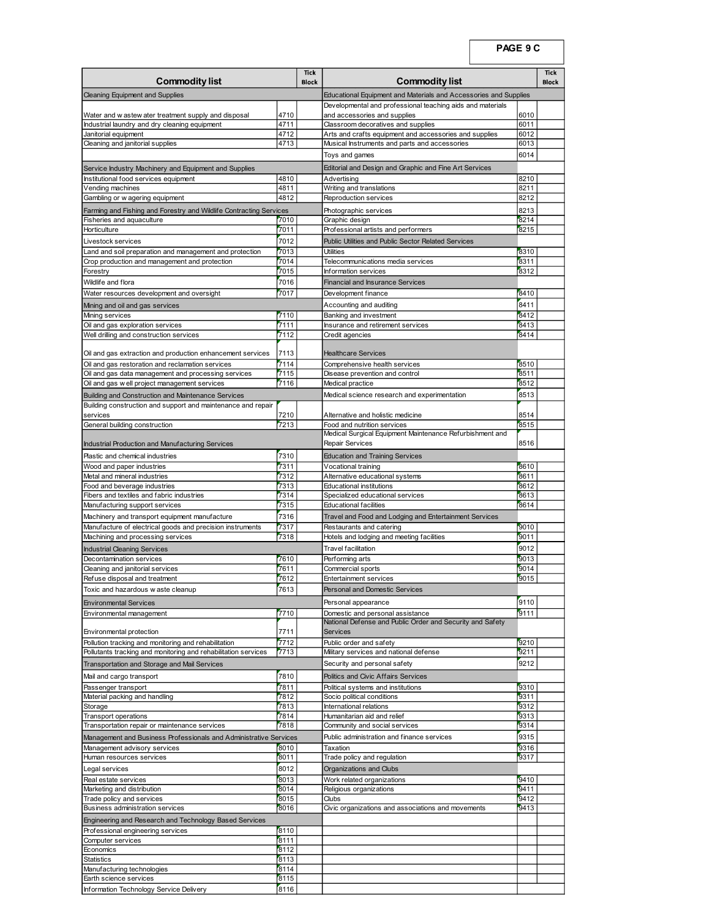**PAGE 9 C**

| Commodity list | | Tick Block |
|---|---|---|
| **Cleaning Equipment and Supplies** | | |
| Water and w astew ater treatment supply and disposal | 4710 | |
| Industrial laundry and dry cleaning equipment | 4711 | |
| Janitorial equipment | 4712 | |
| Cleaning and janitorial supplies | 4713 | |
| **Service Industry Machinery and Equipment and Supplies** | | |
| Institutional food services equipment | 4810 | |
| Vending machines | 4811 | |
| Gambling or w agering equipment | 4812 | |
| **Farming and Fishing and Forestry and Wildlife Contracting Services** | | |
| Fisheries and aquaculture | 7010 | |
| Horticulture | 7011 | |
| Livestock services | 7012 | |
| Land and soil preparation and management and protection | 7013 | |
| Crop production and management and protection | 7014 | |
| Forestry | 7015 | |
| Wildlife and flora | 7016 | |
| Water resources development and oversight | 7017 | |
| **Mining and oil and gas services** | | |
| Mining services | 7110 | |
| Oil and gas exploration services | 7111 | |
| Well drilling and construction services | 7112 | |
| Oil and gas extraction and production enhancement services | 7113 | |
| Oil and gas restoration and reclamation services | 7114 | |
| Oil and gas data management and processing services | 7115 | |
| Oil and gas w ell project management services | 7116 | |
| **Building and Construction and Maintenance Services** | | |
| Building construction and support and maintenance and repair services | 7210 | |
| General building construction | 7213 | |
| **Industrial Production and Manufacturing Services** | | |
| Plastic and chemical industries | 7310 | |
| Wood and paper industries | 7311 | |
| Metal and mineral industries | 7312 | |
| Food and beverage industries | 7313 | |
| Fibers and textiles and fabric industries | 7314 | |
| Manufacturing support services | 7315 | |
| Machinery and transport equipment manufacture | 7316 | |
| Manufacture of electrical goods and precision instruments | 7317 | |
| Machining and processing services | 7318 | |
| **Industrial Cleaning Services** | | |
| Decontamination services | 7610 | |
| Cleaning and janitorial services | 7611 | |
| Refuse disposal and treatment | 7612 | |
| Toxic and hazardous w aste cleanup | 7613 | |
| **Environmental Services** | | |
| Environmental management | 7710 | |
| Environmental protection | 7711 | |
| Pollution tracking and monitoring and rehabilitation | 7712 | |
| Pollutants tracking and monitoring and rehabilitation services | 7713 | |
| **Transportation and Storage and Mail Services** | | |
| Mail and cargo transport | 7810 | |
| Passenger transport | 7811 | |
| Material packing and handling | 7812 | |
| Storage | 7813 | |
| Transport operations | 7814 | |
| Transportation repair or maintenance services | 7818 | |
| **Management and Business Professionals and Administrative Services** | | |
| Management advisory services | 8010 | |
| Human resources services | 8011 | |
| Legal services | 8012 | |
| Real estate services | 8013 | |
| Marketing and distribution | 8014 | |
| Trade policy and services | 8015 | |
| Business administration services | 8016 | |
| **Engineering and Research and Technology Based Services** | | |
| Professional engineering services | 8110 | |
| Computer services | 8111 | |
| Economics | 8112 | |
| Statistics | 8113 | |
| Manufacturing technologies | 8114 | |
| Earth science services | 8115 | |
| Information Technology Service Delivery | 8116 | |

| Commodity list | | Tick Block |
|---|---|---|
| **Educational Equipment and Materials and Accessories and Supplies** | | |
| Developmental and professional teaching aids and materials and accessories and supplies | 6010 | |
| Classroom decoratives and supplies | 6011 | |
| Arts and crafts equipment and accessories and supplies | 6012 | |
| Musical Instruments and parts and accessories | 6013 | |
| Toys and games | 6014 | |
| **Editorial and Design and Graphic and Fine Art Services** | | |
| Advertising | 8210 | |
| Writing and translations | 8211 | |
| Reproduction services | 8212 | |
| Photographic services | 8213 | |
| Graphic design | 8214 | |
| Professional artists and performers | 8215 | |
| **Public Utilities and Public Sector Related Services** | | |
| Utilities | 8310 | |
| Telecommunications media services | 8311 | |
| Information services | 8312 | |
| **Financial and Insurance Services** | | |
| Development finance | 8410 | |
| Accounting and auditing | 8411 | |
| Banking and investment | 8412 | |
| Insurance and retirement services | 8413 | |
| Credit agencies | 8414 | |
| **Healthcare Services** | | |
| Comprehensive health services | 8510 | |
| Disease prevention and control | 8511 | |
| Medical practice | 8512 | |
| Medical science research and experimentation | 8513 | |
| Alternative and holistic medicine | 8514 | |
| Food and nutrition services | 8515 | |
| Medical Surgical Equipment Maintenance Refurbishment and Repair Services | 8516 | |
| **Education and Training Services** | | |
| Vocational training | 8610 | |
| Alternative educational systems | 8611 | |
| Educational institutions | 8612 | |
| Specialized educational services | 8613 | |
| Educational facilities | 8614 | |
| **Travel and Food and Lodging and Entertainment Services** | | |
| Restaurants and catering | 9010 | |
| Hotels and lodging and meeting facilities | 9011 | |
| Travel facilitation | 9012 | |
| Performing arts | 9013 | |
| Commercial sports | 9014 | |
| Entertainment services | 9015 | |
| **Personal and Domestic Services** | | |
| Personal appearance | 9110 | |
| Domestic and personal assistance | 9111 | |
| **National Defense and Public Order and Security and Safety Services** | | |
| Public order and safety | 9210 | |
| Military services and national defense | 9211 | |
| Security and personal safety | 9212 | |
| **Politics and Civic Affairs Services** | | |
| Political systems and institutions | 9310 | |
| Socio political conditions | 9311 | |
| International relations | 9312 | |
| Humanitarian aid and relief | 9313 | |
| Community and social services | 9314 | |
| Public administration and finance services | 9315 | |
| Taxation | 9316 | |
| Trade policy and regulation | 9317 | |
| **Organizations and Clubs** | | |
| Work related organizations | 9410 | |
| Religious organizations | 9411 | |
| Clubs | 9412 | |
| Civic organizations and associations and movements | 9413 | |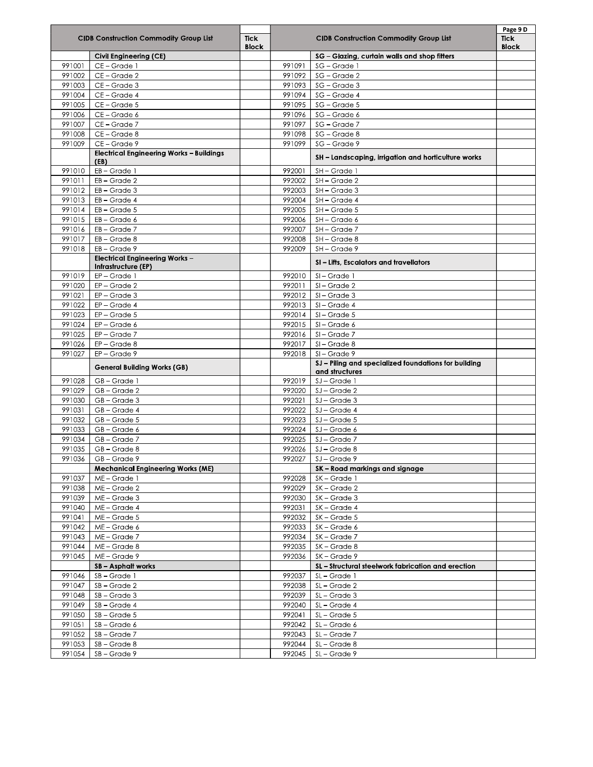| CIDB Construction Commodity Group List | | Tick Block | CIDB Construction Commodity Group List | | Tick Block |
|---|---|---|---|---|---|
| | **Civil Engineering (CE)** | | | **SG – Glazing, curtain walls and shop fitters** | |
| 991001 | CE – Grade 1 | | 991091 | SG – Grade 1 | |
| 991002 | CE – Grade 2 | | 991092 | SG – Grade 2 | |
| 991003 | CE – Grade 3 | | 991093 | SG – Grade 3 | |
| 991004 | CE – Grade 4 | | 991094 | SG – Grade 4 | |
| 991005 | CE – Grade 5 | | 991095 | SG – Grade 5 | |
| 991006 | CE – Grade 6 | | 991096 | SG – Grade 6 | |
| 991007 | CE – Grade 7 | | 991097 | SG – Grade 7 | |
| 991008 | CE – Grade 8 | | 991098 | SG – Grade 8 | |
| 991009 | CE – Grade 9 | | 991099 | SG – Grade 9 | |
| | **Electrical Engineering Works – Buildings (EB)** | | | **SH – Landscaping, irrigation and horticulture works** | |
| 991010 | EB – Grade 1 | | 992001 | SH – Grade 1 | |
| 991011 | EB – Grade 2 | | 992002 | SH – Grade 2 | |
| 991012 | EB – Grade 3 | | 992003 | SH – Grade 3 | |
| 991013 | EB – Grade 4 | | 992004 | SH – Grade 4 | |
| 991014 | EB – Grade 5 | | 992005 | SH – Grade 5 | |
| 991015 | EB – Grade 6 | | 992006 | SH – Grade 6 | |
| 991016 | EB – Grade 7 | | 992007 | SH – Grade 7 | |
| 991017 | EB – Grade 8 | | 992008 | SH – Grade 8 | |
| 991018 | EB – Grade 9 | | 992009 | SH – Grade 9 | |
| | **Electrical Engineering Works – Infrastructure (EP)** | | | **SI – Lifts, Escalators and travellators** | |
| 991019 | EP – Grade 1 | | 992010 | SI – Grade 1 | |
| 991020 | EP – Grade 2 | | 992011 | SI – Grade 2 | |
| 991021 | EP – Grade 3 | | 992012 | SI – Grade 3 | |
| 991022 | EP – Grade 4 | | 992013 | SI – Grade 4 | |
| 991023 | EP – Grade 5 | | 992014 | SI – Grade 5 | |
| 991024 | EP – Grade 6 | | 992015 | SI – Grade 6 | |
| 991025 | EP – Grade 7 | | 992016 | SI – Grade 7 | |
| 991026 | EP – Grade 8 | | 992017 | SI – Grade 8 | |
| 991027 | EP – Grade 9 | | 992018 | SI – Grade 9 | |
| | **General Building Works (GB)** | | | **SJ – Piling and specialized foundations for building and structures** | |
| 991028 | GB – Grade 1 | | 992019 | SJ – Grade 1 | |
| 991029 | GB – Grade 2 | | 992020 | SJ – Grade 2 | |
| 991030 | GB – Grade 3 | | 992021 | SJ – Grade 3 | |
| 991031 | GB – Grade 4 | | 992022 | SJ – Grade 4 | |
| 991032 | GB – Grade 5 | | 992023 | SJ – Grade 5 | |
| 991033 | GB – Grade 6 | | 992024 | SJ – Grade 6 | |
| 991034 | GB – Grade 7 | | 992025 | SJ – Grade 7 | |
| 991035 | GB – Grade 8 | | 992026 | SJ – Grade 8 | |
| 991036 | GB – Grade 9 | | 992027 | SJ – Grade 9 | |
| | **Mechanical Engineering Works (ME)** | | | **SK – Road markings and signage** | |
| 991037 | ME – Grade 1 | | 992028 | SK – Grade 1 | |
| 991038 | ME – Grade 2 | | 992029 | SK – Grade 2 | |
| 991039 | ME – Grade 3 | | 992030 | SK – Grade 3 | |
| 991040 | ME – Grade 4 | | 992031 | SK – Grade 4 | |
| 991041 | ME – Grade 5 | | 992032 | SK – Grade 5 | |
| 991042 | ME – Grade 6 | | 992033 | SK – Grade 6 | |
| 991043 | ME – Grade 7 | | 992034 | SK – Grade 7 | |
| 991044 | ME – Grade 8 | | 992035 | SK – Grade 8 | |
| 991045 | ME – Grade 9 | | 992036 | SK – Grade 9 | |
| | **SB – Asphalt works** | | | **SL – Structural steelwork fabrication and erection** | |
| 991046 | SB – Grade 1 | | 992037 | SL – Grade 1 | |
| 991047 | SB – Grade 2 | | 992038 | SL – Grade 2 | |
| 991048 | SB – Grade 3 | | 992039 | SL – Grade 3 | |
| 991049 | SB – Grade 4 | | 992040 | SL – Grade 4 | |
| 991050 | SB – Grade 5 | | 992041 | SL – Grade 5 | |
| 991051 | SB – Grade 6 | | 992042 | SL – Grade 6 | |
| 991052 | SB – Grade 7 | | 992043 | SL – Grade 7 | |
| 991053 | SB – Grade 8 | | 992044 | SL – Grade 8 | |
| 991054 | SB – Grade 9 | | 992045 | SL – Grade 9 | |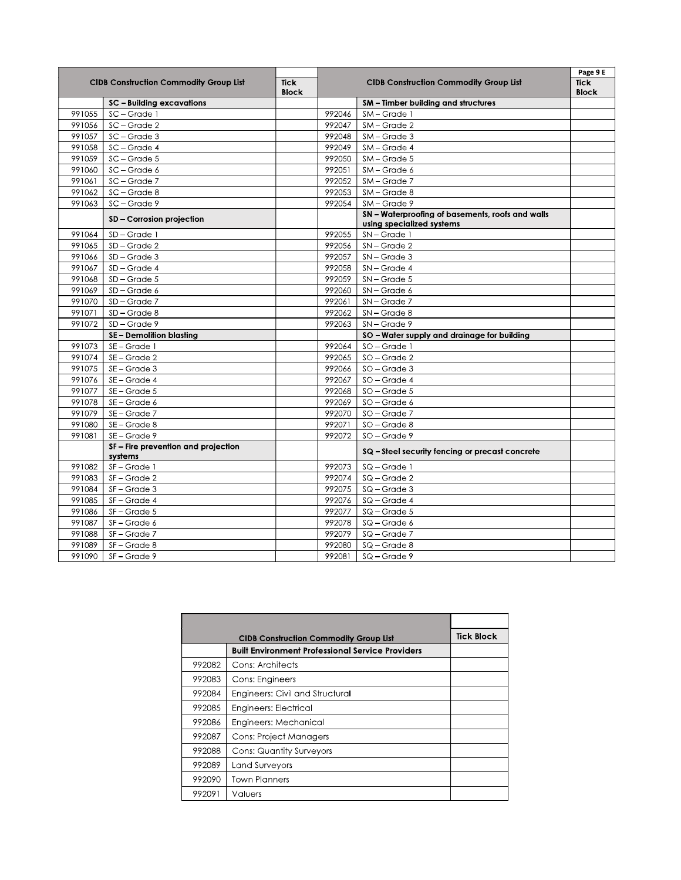| | CIDB Construction Commodity Group List | Tick Block | | CIDB Construction Commodity Group List | Tick Block |
|---|---|---|---|---|---|
| | **SC – Building excavations** | | | **SM – Timber building and structures** | |
| 991055 | SC – Grade 1 | | 992046 | SM – Grade 1 | |
| 991056 | SC – Grade 2 | | 992047 | SM – Grade 2 | |
| 991057 | SC – Grade 3 | | 992048 | SM – Grade 3 | |
| 991058 | SC – Grade 4 | | 992049 | SM – Grade 4 | |
| 991059 | SC – Grade 5 | | 992050 | SM – Grade 5 | |
| 991060 | SC – Grade 6 | | 992051 | SM – Grade 6 | |
| 991061 | SC – Grade 7 | | 992052 | SM – Grade 7 | |
| 991062 | SC – Grade 8 | | 992053 | SM – Grade 8 | |
| 991063 | SC – Grade 9 | | 992054 | SM – Grade 9 | |
| | **SD – Corrosion projection** | | | **SN – Waterproofing of basements, roofs and walls using specialized systems** | |
| 991064 | SD – Grade 1 | | 992055 | SN – Grade 1 | |
| 991065 | SD – Grade 2 | | 992056 | SN – Grade 2 | |
| 991066 | SD – Grade 3 | | 992057 | SN – Grade 3 | |
| 991067 | SD – Grade 4 | | 992058 | SN – Grade 4 | |
| 991068 | SD – Grade 5 | | 992059 | SN – Grade 5 | |
| 991069 | SD – Grade 6 | | 992060 | SN – Grade 6 | |
| 991070 | SD – Grade 7 | | 992061 | SN – Grade 7 | |
| 991071 | SD – Grade 8 | | 992062 | SN – Grade 8 | |
| 991072 | SD – Grade 9 | | 992063 | SN – Grade 9 | |
| | **SE – Demolition blasting** | | | **SO – Water supply and drainage for building** | |
| 991073 | SE – Grade 1 | | 992064 | SO – Grade 1 | |
| 991074 | SE – Grade 2 | | 992065 | SO – Grade 2 | |
| 991075 | SE – Grade 3 | | 992066 | SO – Grade 3 | |
| 991076 | SE – Grade 4 | | 992067 | SO – Grade 4 | |
| 991077 | SE – Grade 5 | | 992068 | SO – Grade 5 | |
| 991078 | SE – Grade 6 | | 992069 | SO – Grade 6 | |
| 991079 | SE – Grade 7 | | 992070 | SO – Grade 7 | |
| 991080 | SE – Grade 8 | | 992071 | SO – Grade 8 | |
| 991081 | SE – Grade 9 | | 992072 | SO – Grade 9 | |
| | **SF – Fire prevention and projection systems** | | | **SQ – Steel security fencing or precast concrete** | |
| 991082 | SF – Grade 1 | | 992073 | SQ – Grade 1 | |
| 991083 | SF – Grade 2 | | 992074 | SQ – Grade 2 | |
| 991084 | SF – Grade 3 | | 992075 | SQ – Grade 3 | |
| 991085 | SF – Grade 4 | | 992076 | SQ – Grade 4 | |
| 991086 | SF – Grade 5 | | 992077 | SQ – Grade 5 | |
| 991087 | SF – Grade 6 | | 992078 | SQ – Grade 6 | |
| 991088 | SF – Grade 7 | | 992079 | SQ – Grade 7 | |
| 991089 | SF – Grade 8 | | 992080 | SQ – Grade 8 | |
| 991090 | SF – Grade 9 | | 992081 | SQ – Grade 9 | |

| | CIDB Construction Commodity Group List | Tick Block |
|---|---|---|
| | **Built Environment Professional Service Providers** | |
| 992082 | Cons: Architects | |
| 992083 | Cons: Engineers | |
| 992084 | Engineers: Civil and Structural | |
| 992085 | Engineers: Electrical | |
| 992086 | Engineers: Mechanical | |
| 992087 | Cons: Project Managers | |
| 992088 | Cons: Quantity Surveyors | |
| 992089 | Land Surveyors | |
| 992090 | Town Planners | |
| 992091 | Valuers | |